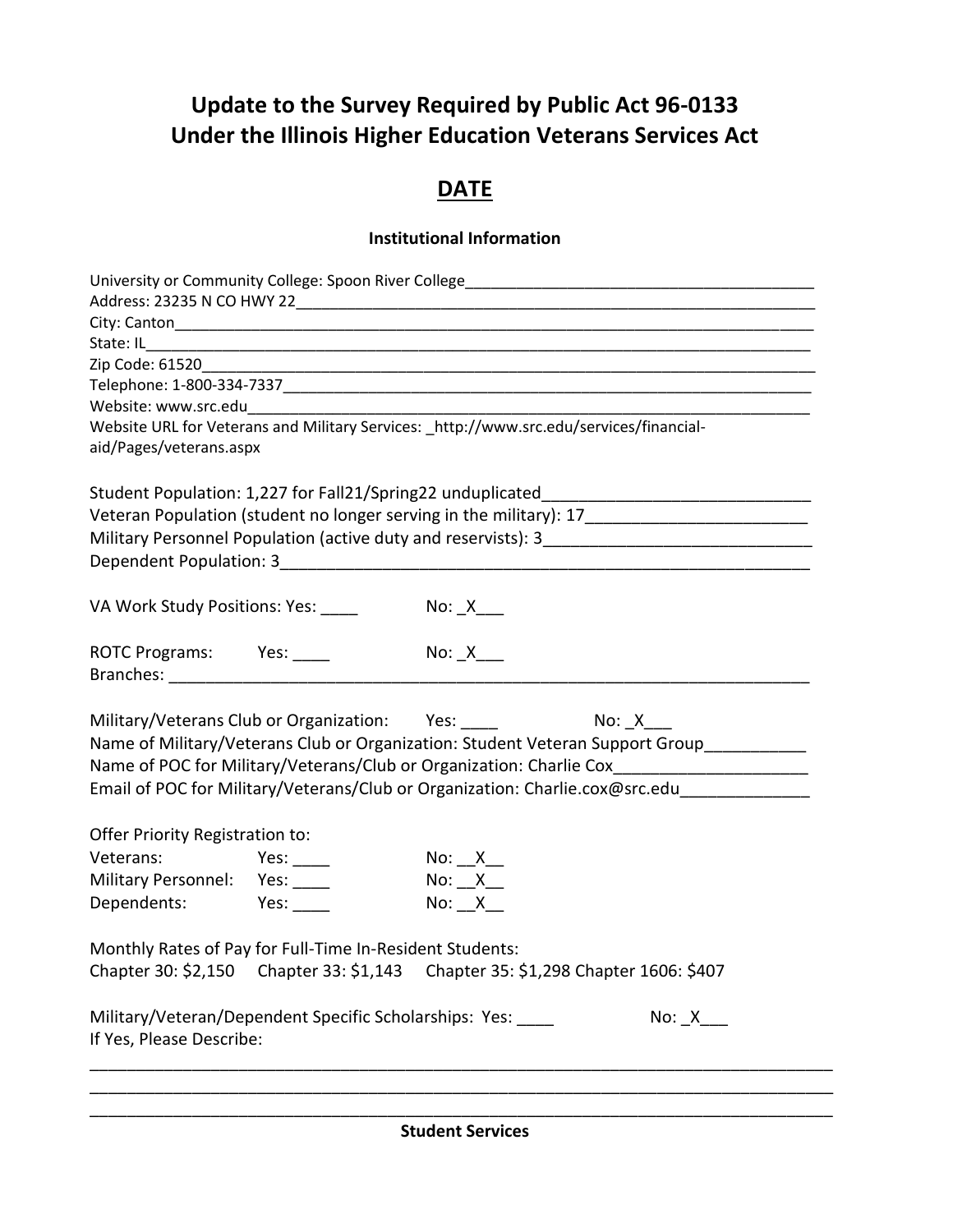# Update to the Survey Required by Public Act 96-0133 Under the Illinois Higher Education Veterans Services Act

## DATE

### Institutional Information

University or Community College: Spoon River College___________________________________________
Address: 23235 N CO HWY 22_____________________________________________________________
City: Canton_______________________________________________________________________
State: IL__________________________________________________________________________
Zip Code: 61520____________________________________________________________________
Telephone: 1-800-334-7337___________________________________________________________
Website: www.src.edu_________________________________________________________________
Website URL for Veterans and Military Services: _http://www.src.edu/services/financial-aid/Pages/veterans.aspx

Student Population: 1,227 for Fall21/Spring22 unduplicated_____________________________
Veteran Population (student no longer serving in the military): 17________________________
Military Personnel Population (active duty and reservists): 3_____________________________
Dependent Population: 3_____________________________________________________________

VA Work Study Positions: Yes: ____ No: _X___

ROTC Programs: Yes: ____ No: _X___
Branches: _________________________________________________________________________

Military/Veterans Club or Organization: Yes: ____ No: _X___
Name of Military/Veterans Club or Organization: Student Veteran Support Group___________
Name of POC for Military/Veterans/Club or Organization: Charlie Cox_____________________
Email of POC for Military/Veterans/Club or Organization: Charlie.cox@src.edu______________

Offer Priority Registration to:
Veterans: Yes: ____ No: __X__
Military Personnel: Yes: ____ No: __X__
Dependents: Yes: ____ No: __X__

Monthly Rates of Pay for Full-Time In-Resident Students:
Chapter 30: $2,150 Chapter 33: $1,143 Chapter 35: $1,298 Chapter 1606: $407

Military/Veteran/Dependent Specific Scholarships: Yes: ____ No: _X___
If Yes, Please Describe:

_____________________________________________________________________________________
_____________________________________________________________________________________
_____________________________________________________________________________________

### Student Services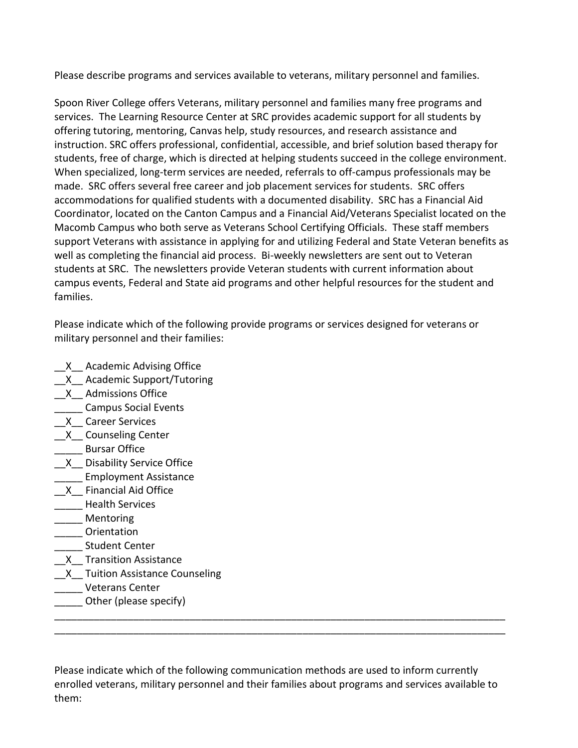Please describe programs and services available to veterans, military personnel and families.

Spoon River College offers Veterans, military personnel and families many free programs and services. The Learning Resource Center at SRC provides academic support for all students by offering tutoring, mentoring, Canvas help, study resources, and research assistance and instruction. SRC offers professional, confidential, accessible, and brief solution based therapy for students, free of charge, which is directed at helping students succeed in the college environment. When specialized, long-term services are needed, referrals to off-campus professionals may be made. SRC offers several free career and job placement services for students. SRC offers accommodations for qualified students with a documented disability. SRC has a Financial Aid Coordinator, located on the Canton Campus and a Financial Aid/Veterans Specialist located on the Macomb Campus who both serve as Veterans School Certifying Officials. These staff members support Veterans with assistance in applying for and utilizing Federal and State Veteran benefits as well as completing the financial aid process. Bi-weekly newsletters are sent out to Veteran students at SRC. The newsletters provide Veteran students with current information about campus events, Federal and State aid programs and other helpful resources for the student and families.

Please indicate which of the following provide programs or services designed for veterans or military personnel and their families:

__X__ Academic Advising Office
__X__ Academic Support/Tutoring
__X__ Admissions Office
_____ Campus Social Events
__X__ Career Services
__X__ Counseling Center
_____ Bursar Office
__X__ Disability Service Office
_____ Employment Assistance
__X__ Financial Aid Office
_____ Health Services
_____ Mentoring
_____ Orientation
_____ Student Center
__X__ Transition Assistance
__X__ Tuition Assistance Counseling
_____ Veterans Center
_____ Other (please specify)
___________________________________________________________________________________
___________________________________________________________________________________

Please indicate which of the following communication methods are used to inform currently enrolled veterans, military personnel and their families about programs and services available to them: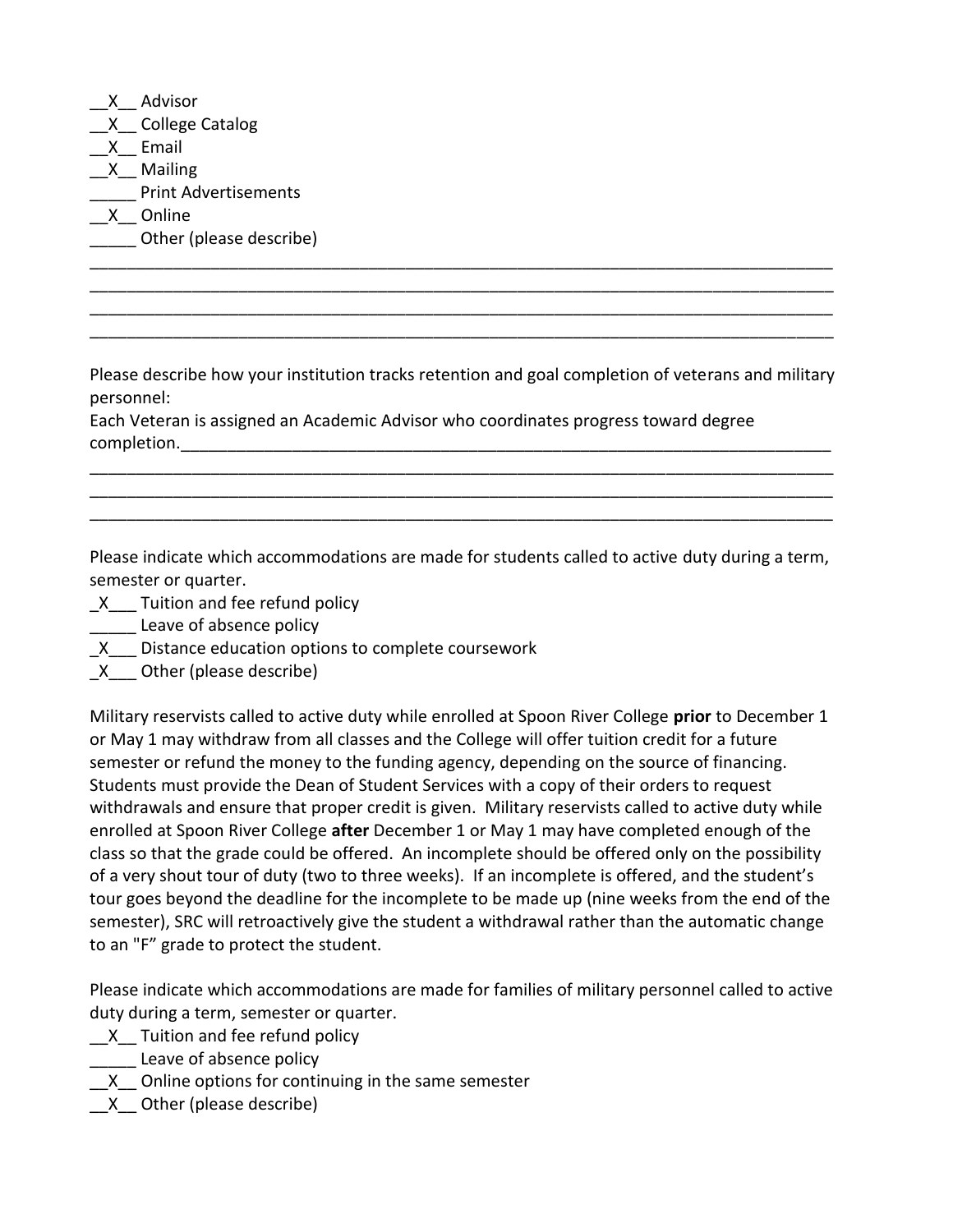__X__ Advisor
__X__ College Catalog
__X__ Email
__X__ Mailing
_____ Print Advertisements
__X__ Online
_____ Other (please describe)

Please describe how your institution tracks retention and goal completion of veterans and military personnel:

Each Veteran is assigned an Academic Advisor who coordinates progress toward degree completion.

Please indicate which accommodations are made for students called to active duty during a term, semester or quarter.

_X___ Tuition and fee refund policy
_____ Leave of absence policy
_X___ Distance education options to complete coursework
_X___ Other (please describe)

Military reservists called to active duty while enrolled at Spoon River College **prior** to December 1 or May 1 may withdraw from all classes and the College will offer tuition credit for a future semester or refund the money to the funding agency, depending on the source of financing. Students must provide the Dean of Student Services with a copy of their orders to request withdrawals and ensure that proper credit is given. Military reservists called to active duty while enrolled at Spoon River College **after** December 1 or May 1 may have completed enough of the class so that the grade could be offered. An incomplete should be offered only on the possibility of a very shout tour of duty (two to three weeks). If an incomplete is offered, and the student's tour goes beyond the deadline for the incomplete to be made up (nine weeks from the end of the semester), SRC will retroactively give the student a withdrawal rather than the automatic change to an "F" grade to protect the student.

Please indicate which accommodations are made for families of military personnel called to active duty during a term, semester or quarter.

__X__ Tuition and fee refund policy
_____ Leave of absence policy
__X__ Online options for continuing in the same semester
__X__ Other (please describe)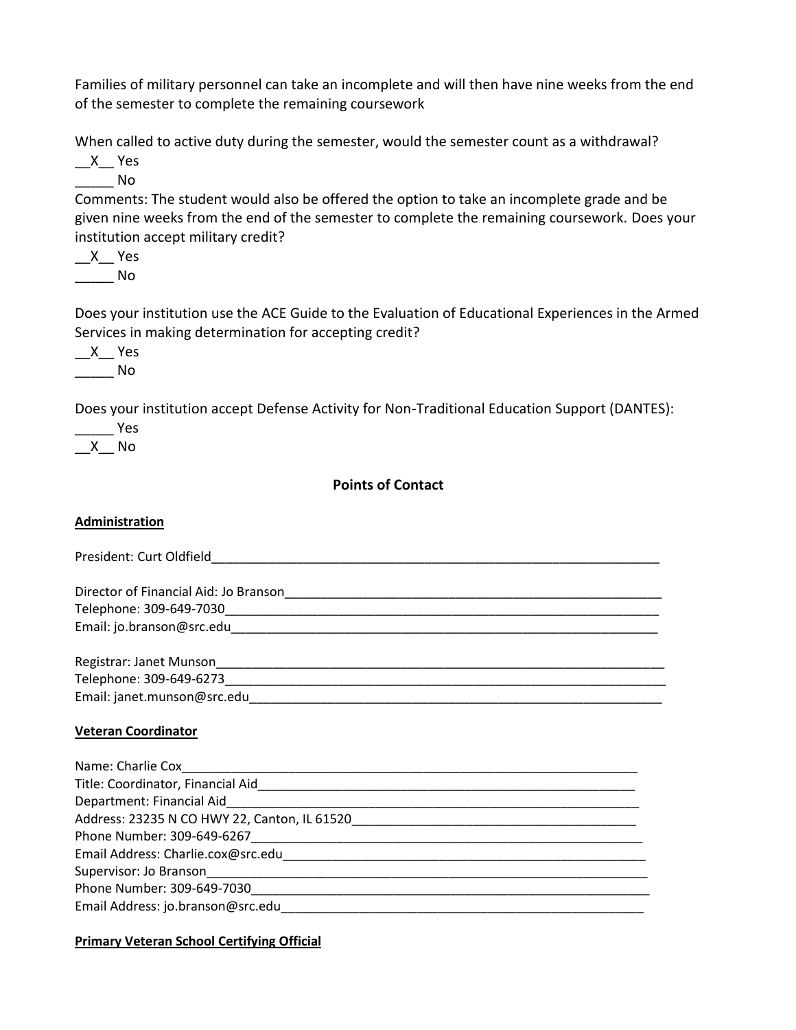Families of military personnel can take an incomplete and will then have nine weeks from the end of the semester to complete the remaining coursework

When called to active duty during the semester, would the semester count as a withdrawal?

__X__ Yes

_____ No

Comments: The student would also be offered the option to take an incomplete grade and be given nine weeks from the end of the semester to complete the remaining coursework. Does your institution accept military credit?

__X__ Yes

_____ No

Does your institution use the ACE Guide to the Evaluation of Educational Experiences in the Armed Services in making determination for accepting credit?

__X__ Yes

_____ No

Does your institution accept Defense Activity for Non-Traditional Education Support (DANTES):

_____ Yes

__X__ No

**Points of Contact**

**Administration**

President: Curt Oldfield________________________________________________________________

Director of Financial Aid: Jo Branson_______________________________________________________
Telephone: 309-649-7030_______________________________________________________________
Email: jo.branson@src.edu_______________________________________________________________

Registrar: Janet Munson_________________________________________________________________
Telephone: 309-649-6273_________________________________________________________________
Email: janet.munson@src.edu_____________________________________________________________

**Veteran Coordinator**

Name: Charlie Cox______________________________________________________________________
Title: Coordinator, Financial Aid__________________________________________________________
Department: Financial Aid_______________________________________________________________
Address: 23235 N CO HWY 22, Canton, IL 61520_____________________________________________
Phone Number: 309-649-6267____________________________________________________________
Email Address: Charlie.cox@src.edu_______________________________________________________
Supervisor: Jo Branson__________________________________________________________________
Phone Number: 309-649-7030____________________________________________________________
Email Address: jo.branson@src.edu_______________________________________________________

**Primary Veteran School Certifying Official**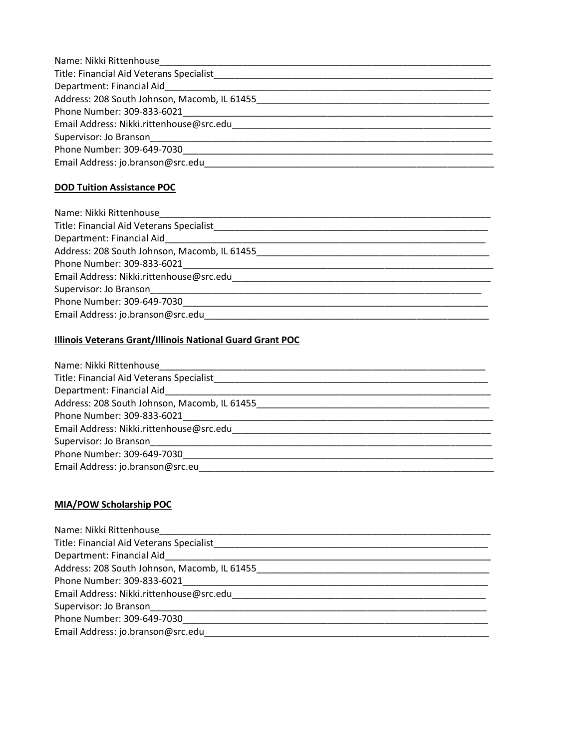Name: Nikki Rittenhouse
Title: Financial Aid Veterans Specialist
Department: Financial Aid
Address: 208 South Johnson, Macomb, IL 61455
Phone Number: 309-833-6021
Email Address: Nikki.rittenhouse@src.edu
Supervisor: Jo Branson
Phone Number: 309-649-7030
Email Address: jo.branson@src.edu

**DOD Tuition Assistance POC**

Name: Nikki Rittenhouse
Title: Financial Aid Veterans Specialist
Department: Financial Aid
Address: 208 South Johnson, Macomb, IL 61455
Phone Number: 309-833-6021
Email Address: Nikki.rittenhouse@src.edu
Supervisor: Jo Branson
Phone Number: 309-649-7030
Email Address: jo.branson@src.edu

**Illinois Veterans Grant/Illinois National Guard Grant POC**

Name: Nikki Rittenhouse
Title: Financial Aid Veterans Specialist
Department: Financial Aid
Address: 208 South Johnson, Macomb, IL 61455
Phone Number: 309-833-6021
Email Address: Nikki.rittenhouse@src.edu
Supervisor: Jo Branson
Phone Number: 309-649-7030
Email Address: jo.branson@src.eu

**MIA/POW Scholarship POC**

Name: Nikki Rittenhouse
Title: Financial Aid Veterans Specialist
Department: Financial Aid
Address: 208 South Johnson, Macomb, IL 61455
Phone Number: 309-833-6021
Email Address: Nikki.rittenhouse@src.edu
Supervisor: Jo Branson
Phone Number: 309-649-7030
Email Address: jo.branson@src.edu